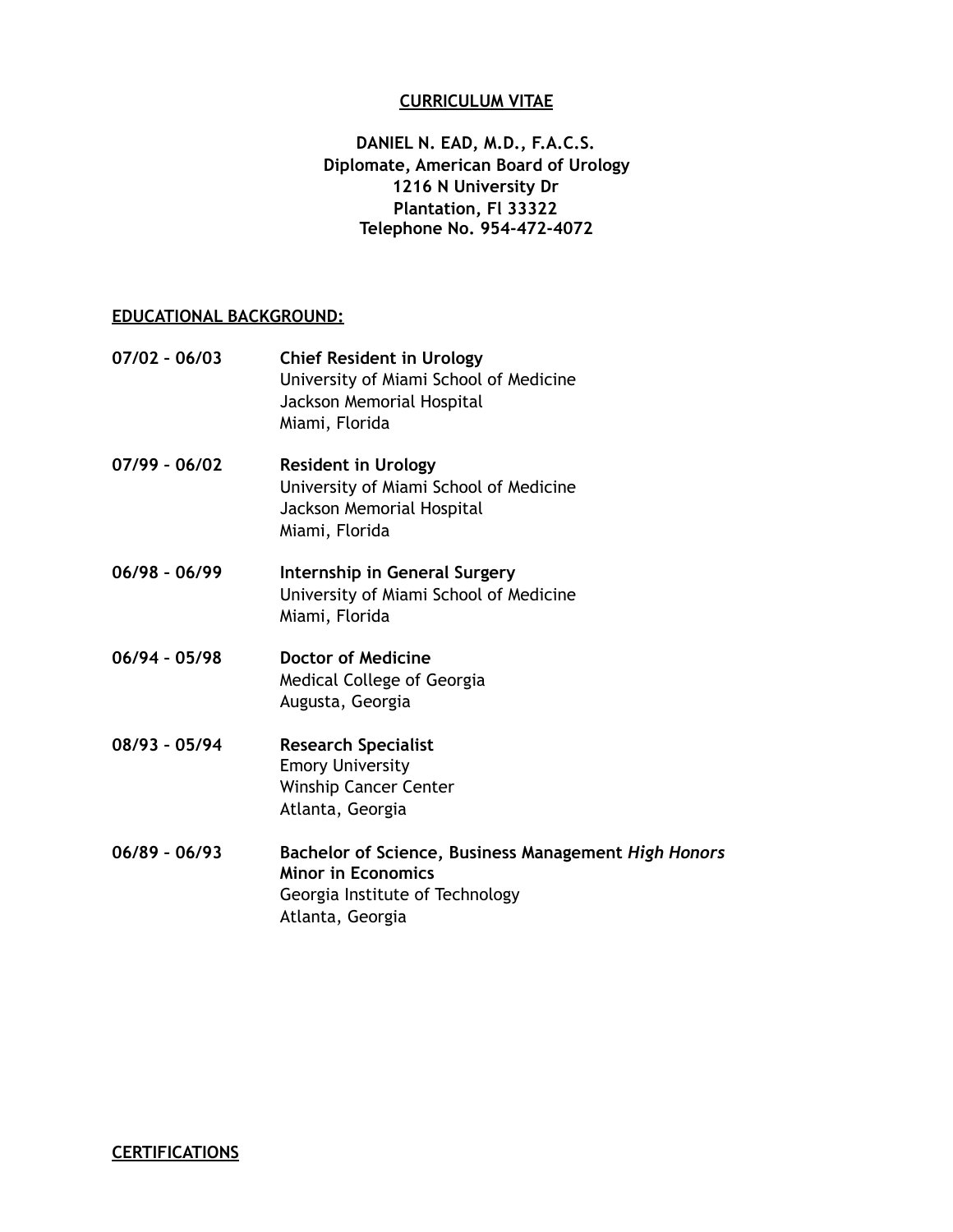# CURRICULUM VITAE

**DANIEL N. EAD, M.D., F.A.C.S.**
**Diplomate, American Board of Urology**
**1216 N University Dr**
**Plantation, Fl 33322**
**Telephone No. 954-472-4072**

## EDUCATIONAL BACKGROUND:

**07/02 – 06/03** **Chief Resident in Urology**
University of Miami School of Medicine
Jackson Memorial Hospital
Miami, Florida

**07/99 – 06/02** **Resident in Urology**
University of Miami School of Medicine
Jackson Memorial Hospital
Miami, Florida

**06/98 – 06/99** **Internship in General Surgery**
University of Miami School of Medicine
Miami, Florida

**06/94 – 05/98** **Doctor of Medicine**
Medical College of Georgia
Augusta, Georgia

**08/93 – 05/94** **Research Specialist**
Emory University
Winship Cancer Center
Atlanta, Georgia

**06/89 – 06/93** **Bachelor of Science, Business Management *High Honors***
**Minor in Economics**
Georgia Institute of Technology
Atlanta, Georgia

## CERTIFICATIONS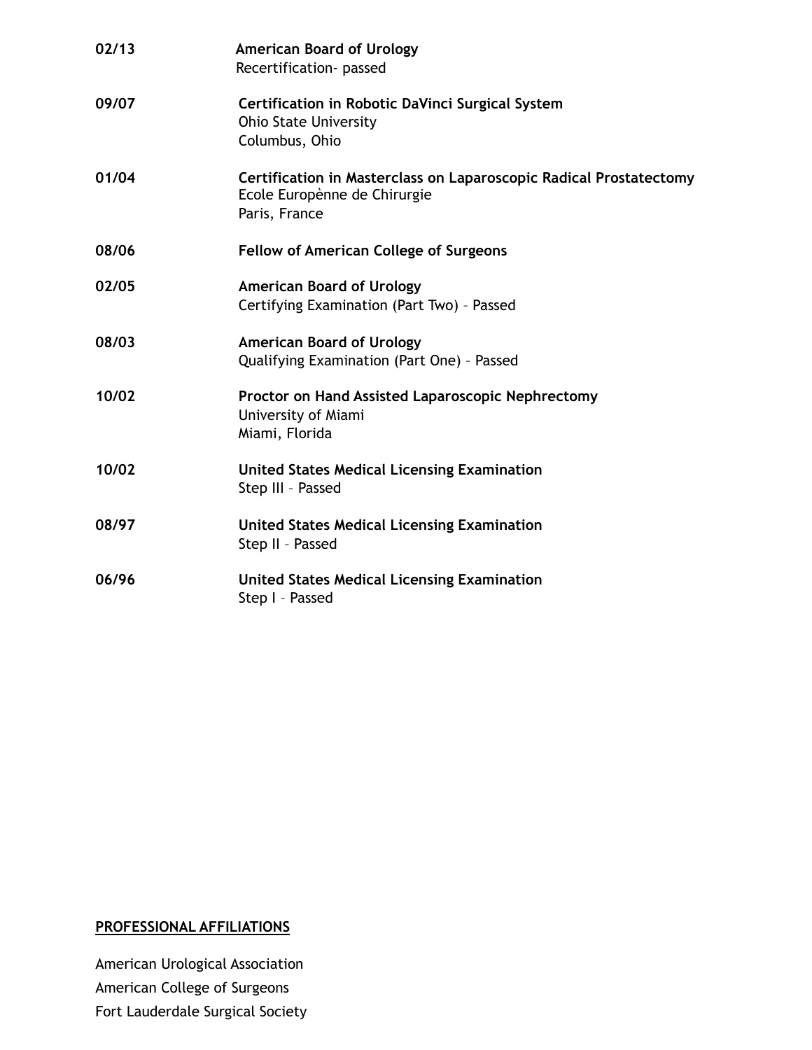**02/13** **American Board of Urology**
Recertification- passed

**09/07** **Certification in Robotic DaVinci Surgical System**
Ohio State University
Columbus, Ohio

**01/04** **Certification in Masterclass on Laparoscopic Radical Prostatectomy**
Ecole Europènne de Chirurgie
Paris, France

**08/06** **Fellow of American College of Surgeons**

**02/05** **American Board of Urology**
Certifying Examination (Part Two) – Passed

**08/03** **American Board of Urology**
Qualifying Examination (Part One) – Passed

**10/02** **Proctor on Hand Assisted Laparoscopic Nephrectomy**
University of Miami
Miami, Florida

**10/02** **United States Medical Licensing Examination**
Step III – Passed

**08/97** **United States Medical Licensing Examination**
Step II – Passed

**06/96** **United States Medical Licensing Examination**
Step I – Passed

## PROFESSIONAL AFFILIATIONS

American Urological Association
American College of Surgeons
Fort Lauderdale Surgical Society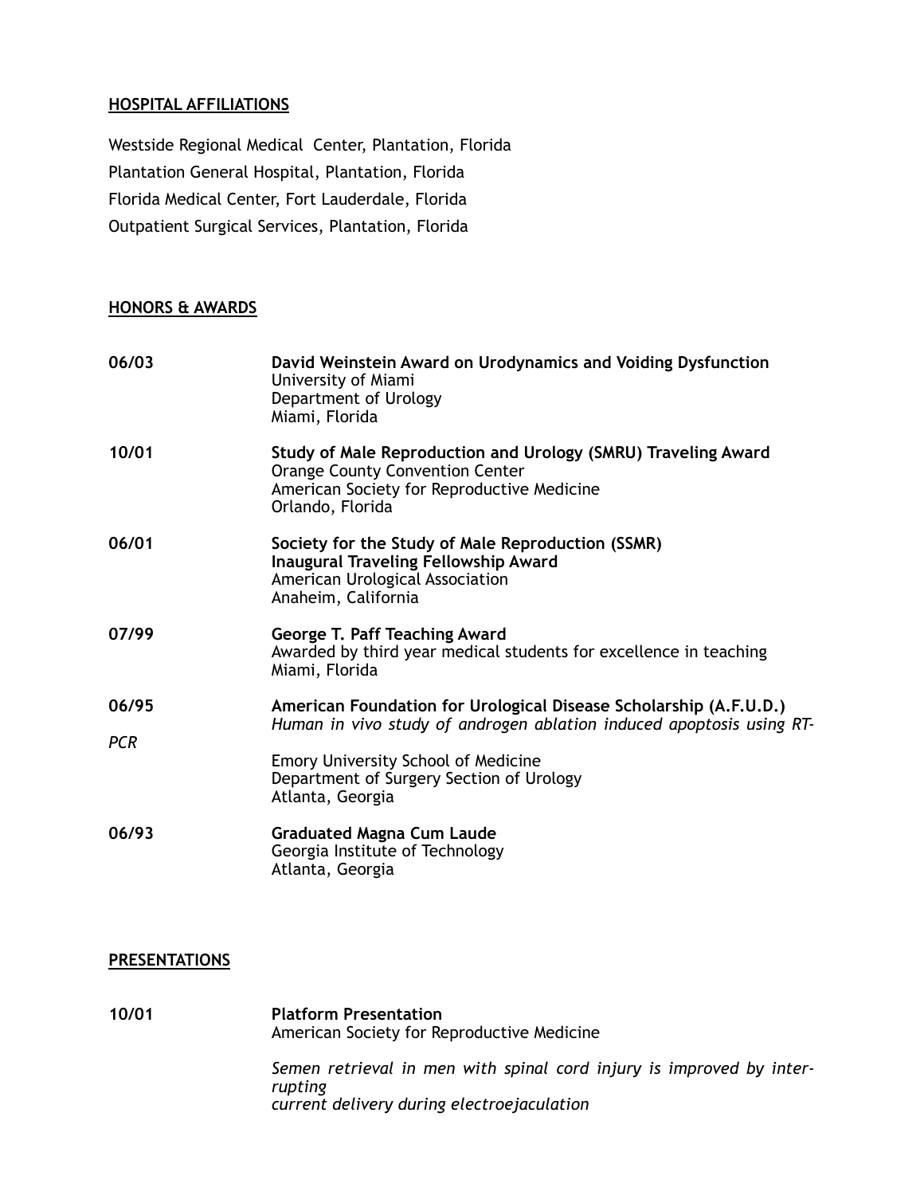## HOSPITAL AFFILIATIONS

Westside Regional Medical Center, Plantation, Florida
Plantation General Hospital, Plantation, Florida
Florida Medical Center, Fort Lauderdale, Florida
Outpatient Surgical Services, Plantation, Florida

## HONORS & AWARDS

**06/03** — **David Weinstein Award on Urodynamics and Voiding Dysfunction**
University of Miami
Department of Urology
Miami, Florida

**10/01** — **Study of Male Reproduction and Urology (SMRU) Traveling Award**
Orange County Convention Center
American Society for Reproductive Medicine
Orlando, Florida

**06/01** — **Society for the Study of Male Reproduction (SSMR)**
**Inaugural Traveling Fellowship Award**
American Urological Association
Anaheim, California

**07/99** — **George T. Paff Teaching Award**
Awarded by third year medical students for excellence in teaching
Miami, Florida

**06/95** — **American Foundation for Urological Disease Scholarship (A.F.U.D.)**
*Human in vivo study of androgen ablation induced apoptosis using RT-PCR*
Emory University School of Medicine
Department of Surgery Section of Urology
Atlanta, Georgia

**06/93** — **Graduated Magna Cum Laude**
Georgia Institute of Technology
Atlanta, Georgia

## PRESENTATIONS

**10/01** — **Platform Presentation**
American Society for Reproductive Medicine

*Semen retrieval in men with spinal cord injury is improved by interrupting current delivery during electroejaculation*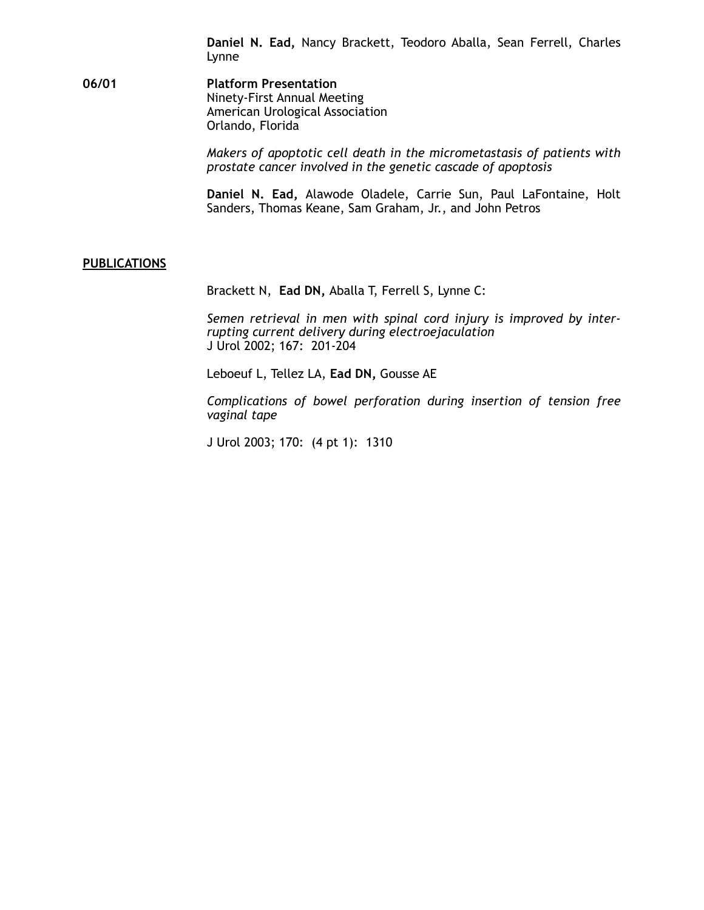**Daniel N. Ead,** Nancy Brackett, Teodoro Aballa, Sean Ferrell, Charles Lynne

**06/01** **Platform Presentation**
Ninety-First Annual Meeting
American Urological Association
Orlando, Florida

*Makers of apoptotic cell death in the micrometastasis of patients with prostate cancer involved in the genetic cascade of apoptosis*

**Daniel N. Ead,** Alawode Oladele, Carrie Sun, Paul LaFontaine, Holt Sanders, Thomas Keane, Sam Graham, Jr., and John Petros

## PUBLICATIONS

Brackett N, **Ead DN,** Aballa T, Ferrell S, Lynne C:

*Semen retrieval in men with spinal cord injury is improved by inter-rupting current delivery during electroejaculation*
J Urol 2002; 167: 201-204

Leboeuf L, Tellez LA, **Ead DN,** Gousse AE

*Complications of bowel perforation during insertion of tension free vaginal tape*

J Urol 2003; 170: (4 pt 1): 1310